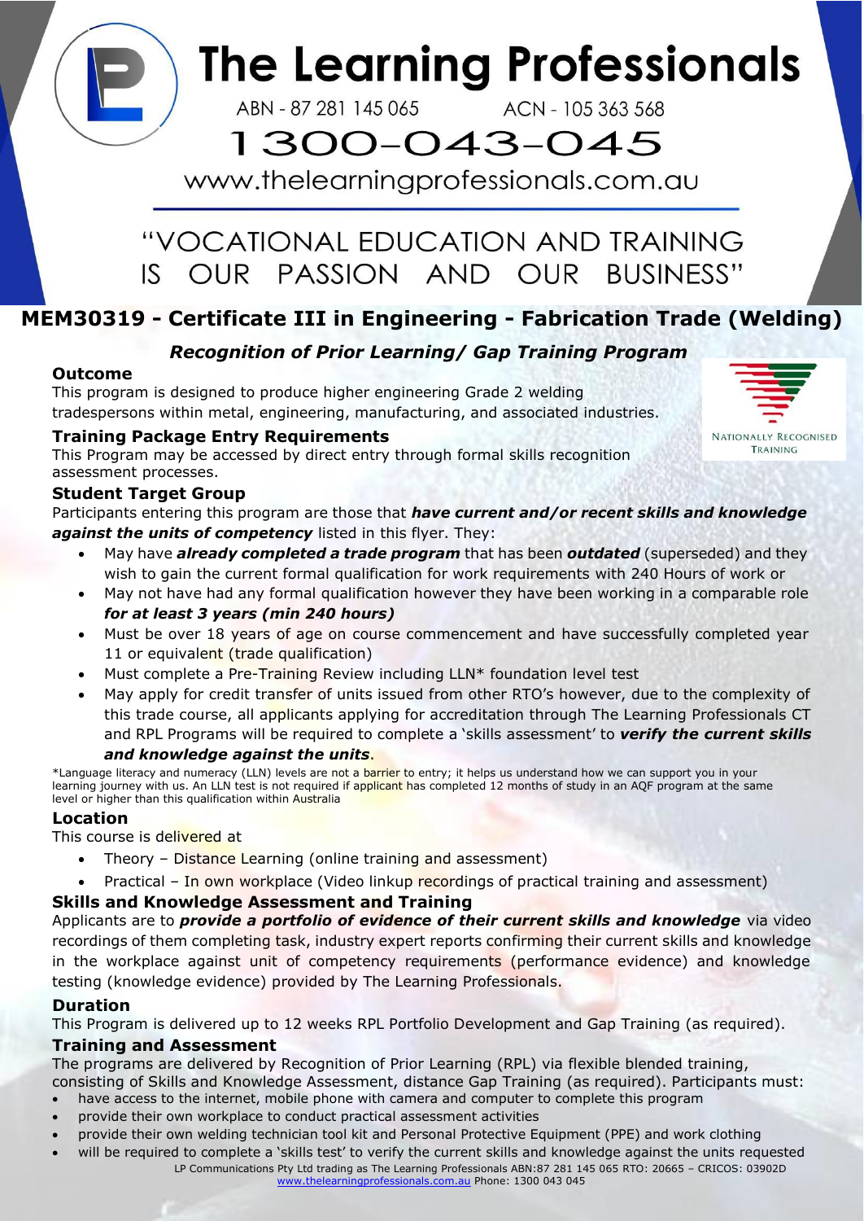# The Learning Professionals

ABN - 87 281 145 065 ACN - 105 363 568

1300-043-045

www.thelearningprofessionals.com.au

"VOCATIONAL EDUCATION AND TRAINING IS OUR PASSION AND OUR BUSINESS"

## MEM30319 - Certificate III in Engineering - Fabrication Trade (Welding)

### *Recognition of Prior Learning/ Gap Training Program*

NATIONALLY RECOGNISED TRAINING

**Outcome**

This program is designed to produce higher engineering Grade 2 welding tradespersons within metal, engineering, manufacturing, and associated industries.

**Training Package Entry Requirements**

This Program may be accessed by direct entry through formal skills recognition assessment processes.

**Student Target Group**

Participants entering this program are those that ***have current and/or recent skills and knowledge against the units of competency*** listed in this flyer. They:

- May have ***already completed a trade program*** that has been ***outdated*** (superseded) and they wish to gain the current formal qualification for work requirements with 240 Hours of work or
- May not have had any formal qualification however they have been working in a comparable role ***for at least 3 years (min 240 hours)***
- Must be over 18 years of age on course commencement and have successfully completed year 11 or equivalent (trade qualification)
- Must complete a Pre-Training Review including LLN* foundation level test
- May apply for credit transfer of units issued from other RTO's however, due to the complexity of this trade course, all applicants applying for accreditation through The Learning Professionals CT and RPL Programs will be required to complete a 'skills assessment' to ***verify the current skills and knowledge against the units***.

*Language literacy and numeracy (LLN) levels are not a barrier to entry; it helps us understand how we can support you in your learning journey with us. An LLN test is not required if applicant has completed 12 months of study in an AQF program at the same level or higher than this qualification within Australia

**Location**

This course is delivered at

- Theory – Distance Learning (online training and assessment)
- Practical – In own workplace (Video linkup recordings of practical training and assessment)

**Skills and Knowledge Assessment and Training**

Applicants are to ***provide a portfolio of evidence of their current skills and knowledge*** via video recordings of them completing task, industry expert reports confirming their current skills and knowledge in the workplace against unit of competency requirements (performance evidence) and knowledge testing (knowledge evidence) provided by The Learning Professionals.

**Duration**

This Program is delivered up to 12 weeks RPL Portfolio Development and Gap Training (as required).

**Training and Assessment**

The programs are delivered by Recognition of Prior Learning (RPL) via flexible blended training, consisting of Skills and Knowledge Assessment, distance Gap Training (as required). Participants must:

- have access to the internet, mobile phone with camera and computer to complete this program
- provide their own workplace to conduct practical assessment activities
- provide their own welding technician tool kit and Personal Protective Equipment (PPE) and work clothing
- will be required to complete a 'skills test' to verify the current skills and knowledge against the units requested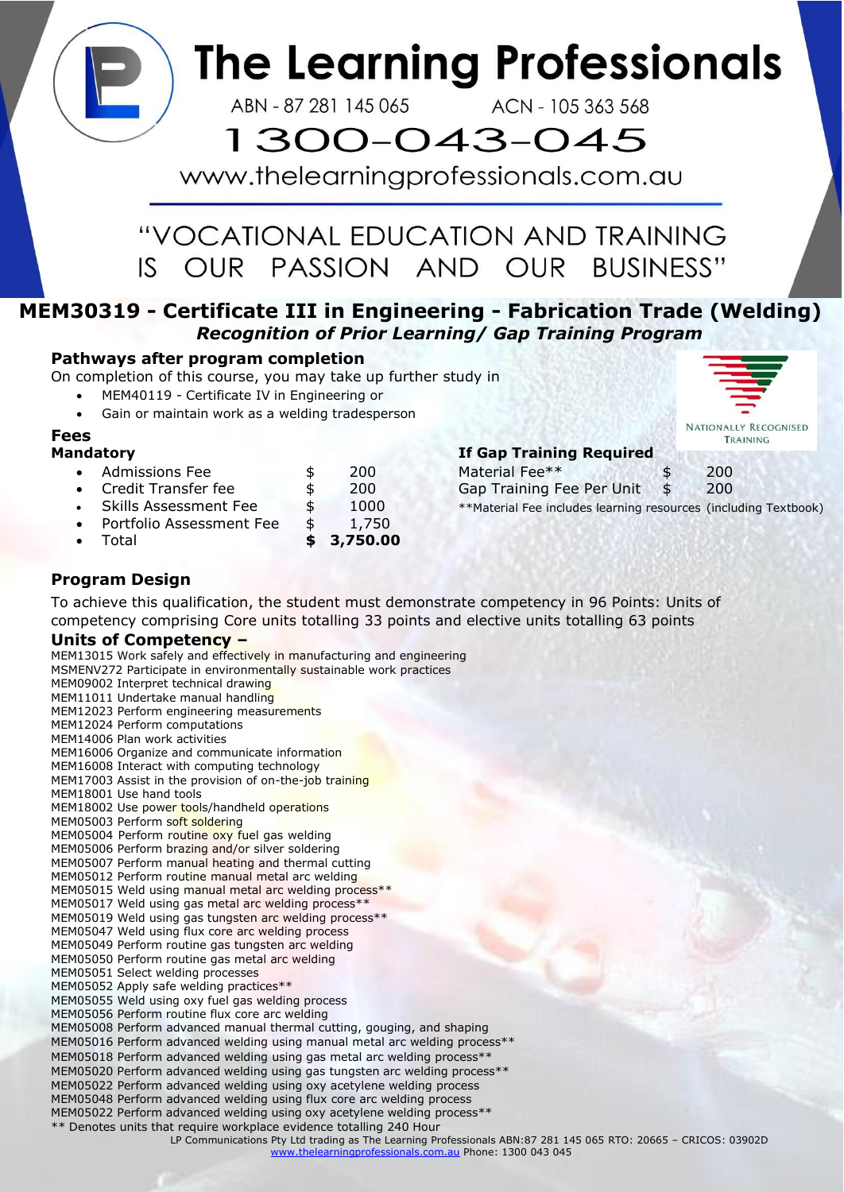# The Learning Professionals

ABN - 87 281 145 065 ACN - 105 363 568

1300-043-045

www.thelearningprofessionals.com.au

"VOCATIONAL EDUCATION AND TRAINING IS OUR PASSION AND OUR BUSINESS"

## MEM30319 - Certificate III in Engineering - Fabrication Trade (Welding)

***Recognition of Prior Learning/ Gap Training Program***

### Pathways after program completion

On completion of this course, you may take up further study in

- MEM40119 - Certificate IV in Engineering or
- Gain or maintain work as a welding tradesperson

NATIONALLY RECOGNISED TRAINING

### Fees

**Mandatory**

| | | |
|---|---|---|
| Admissions Fee | $ | 200 |
| Credit Transfer fee | $ | 200 |
| Skills Assessment Fee | $ | 1000 |
| Portfolio Assessment Fee | $ | 1,750 |
| Total | **$** | **3,750.00** |

**If Gap Training Required**

| | | |
|---|---|---|
| Material Fee** | $ | 200 |
| Gap Training Fee Per Unit | $ | 200 |

**Material Fee includes learning resources (including Textbook)

### Program Design

To achieve this qualification, the student must demonstrate competency in 96 Points: Units of competency comprising Core units totalling 33 points and elective units totalling 63 points

### Units of Competency –

MEM13015 Work safely and effectively in manufacturing and engineering
MSMENV272 Participate in environmentally sustainable work practices
MEM09002 Interpret technical drawing
MEM11011 Undertake manual handling
MEM12023 Perform engineering measurements
MEM12024 Perform computations
MEM14006 Plan work activities
MEM16006 Organize and communicate information
MEM16008 Interact with computing technology
MEM17003 Assist in the provision of on-the-job training
MEM18001 Use hand tools
MEM18002 Use power tools/handheld operations
MEM05003 Perform soft soldering
MEM05004 Perform routine oxy fuel gas welding
MEM05006 Perform brazing and/or silver soldering
MEM05007 Perform manual heating and thermal cutting
MEM05012 Perform routine manual metal arc welding
MEM05015 Weld using manual metal arc welding process**
MEM05017 Weld using gas metal arc welding process**
MEM05019 Weld using gas tungsten arc welding process**
MEM05047 Weld using flux core arc welding process
MEM05049 Perform routine gas tungsten arc welding
MEM05050 Perform routine gas metal arc welding
MEM05051 Select welding processes
MEM05052 Apply safe welding practices**
MEM05055 Weld using oxy fuel gas welding process
MEM05056 Perform routine flux core arc welding
MEM05008 Perform advanced manual thermal cutting, gouging, and shaping
MEM05016 Perform advanced welding using manual metal arc welding process**
MEM05018 Perform advanced welding using gas metal arc welding process**
MEM05020 Perform advanced welding using gas tungsten arc welding process**
MEM05022 Perform advanced welding using oxy acetylene welding process
MEM05048 Perform advanced welding using flux core arc welding process
MEM05022 Perform advanced welding using oxy acetylene welding process**

** Denotes units that require workplace evidence totalling 240 Hour

LP Communications Pty Ltd trading as The Learning Professionals ABN:87 281 145 065 RTO: 20665 – CRICOS: 03902D
www.thelearningprofessionals.com.au Phone: 1300 043 045